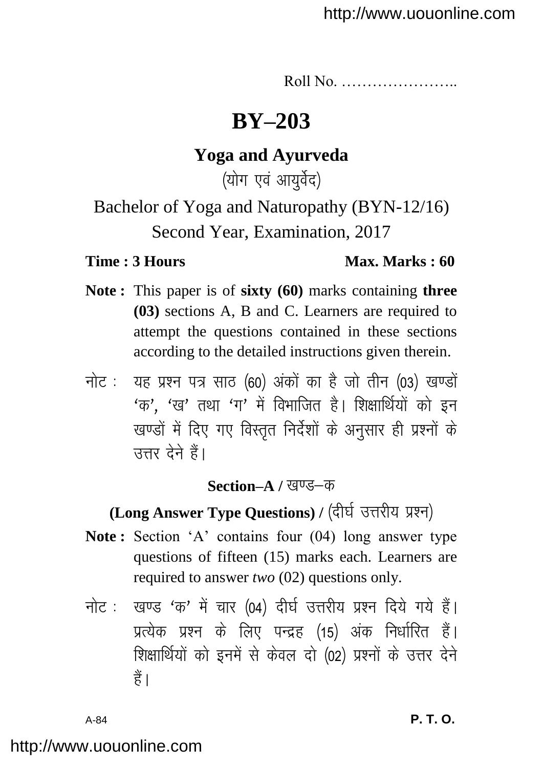Roll No. …………………..

# BY–203

## Yoga and Ayurveda

(योग एवं आयुर्वेद)

Bachelor of Yoga and Naturopathy (BYN-12/16)

Second Year, Examination, 2017

**Time : 3 Hours** **Max. Marks : 60**

**Note :** This paper is of **sixty (60)** marks containing **three (03)** sections A, B and C. Learners are required to attempt the questions contained in these sections according to the detailed instructions given therein.

नोट : यह प्रश्न पत्र साठ (60) अंकों का है जो तीन (03) खण्डों 'क', 'ख' तथा 'ग' में विभाजित है। शिक्षार्थियों को इन खण्डों में दिए गए विस्तृत निर्देशों के अनुसार ही प्रश्नों के उत्तर देने हैं।

### Section–A / खण्ड–क

### (Long Answer Type Questions) / (दीर्घ उत्तरीय प्रश्न)

**Note :** Section 'A' contains four (04) long answer type questions of fifteen (15) marks each. Learners are required to answer *two* (02) questions only.

नोट : खण्ड 'क' में चार (04) दीर्घ उत्तरीय प्रश्न दिये गये हैं। प्रत्येक प्रश्न के लिए पन्द्रह (15) अंक निर्धारित हैं। शिक्षार्थियों को इनमें से केवल दो (02) प्रश्नों के उत्तर देने हैं।

A-84 **P. T. O.**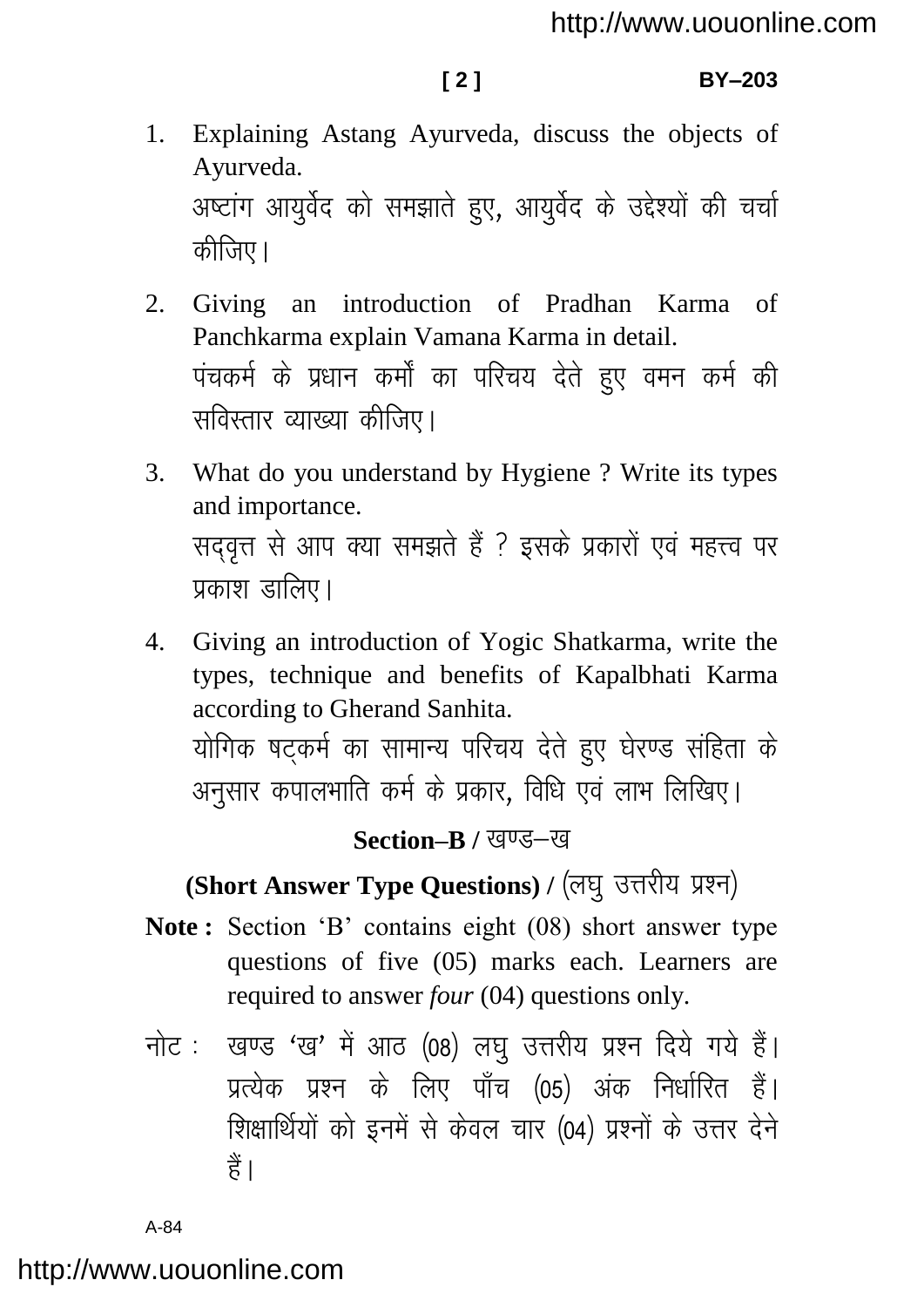1. Explaining Astang Ayurveda, discuss the objects of Ayurveda.

   अष्टांग आयुर्वेद को समझाते हुए, आयुर्वेद के उद्देश्यों की चर्चा कीजिए।

2. Giving an introduction of Pradhan Karma of Panchkarma explain Vamana Karma in detail.

   पंचकर्म के प्रधान कर्मों का परिचय देते हुए वमन कर्म की सविस्तार व्याख्या कीजिए।

3. What do you understand by Hygiene ? Write its types and importance.

   सद्वृत्त से आप क्या समझते हैं ? इसके प्रकारों एवं महत्त्व पर प्रकाश डालिए।

4. Giving an introduction of Yogic Shatkarma, write the types, technique and benefits of Kapalbhati Karma according to Gherand Sanhita.

   योगिक षट्कर्म का सामान्य परिचय देते हुए घेरण्ड संहिता के अनुसार कपालभाति कर्म के प्रकार, विधि एवं लाभ लिखिए।

## Section–B / खण्ड–ख

### (Short Answer Type Questions) / (लघु उत्तरीय प्रश्न)

**Note :** Section 'B' contains eight (08) short answer type questions of five (05) marks each. Learners are required to answer *four* (04) questions only.

नोट : खण्ड 'ख' में आठ (08) लघु उत्तरीय प्रश्न दिये गये हैं। प्रत्येक प्रश्न के लिए पाँच (05) अंक निर्धारित हैं। शिक्षार्थियों को इनमें से केवल चार (04) प्रश्नों के उत्तर देने हैं।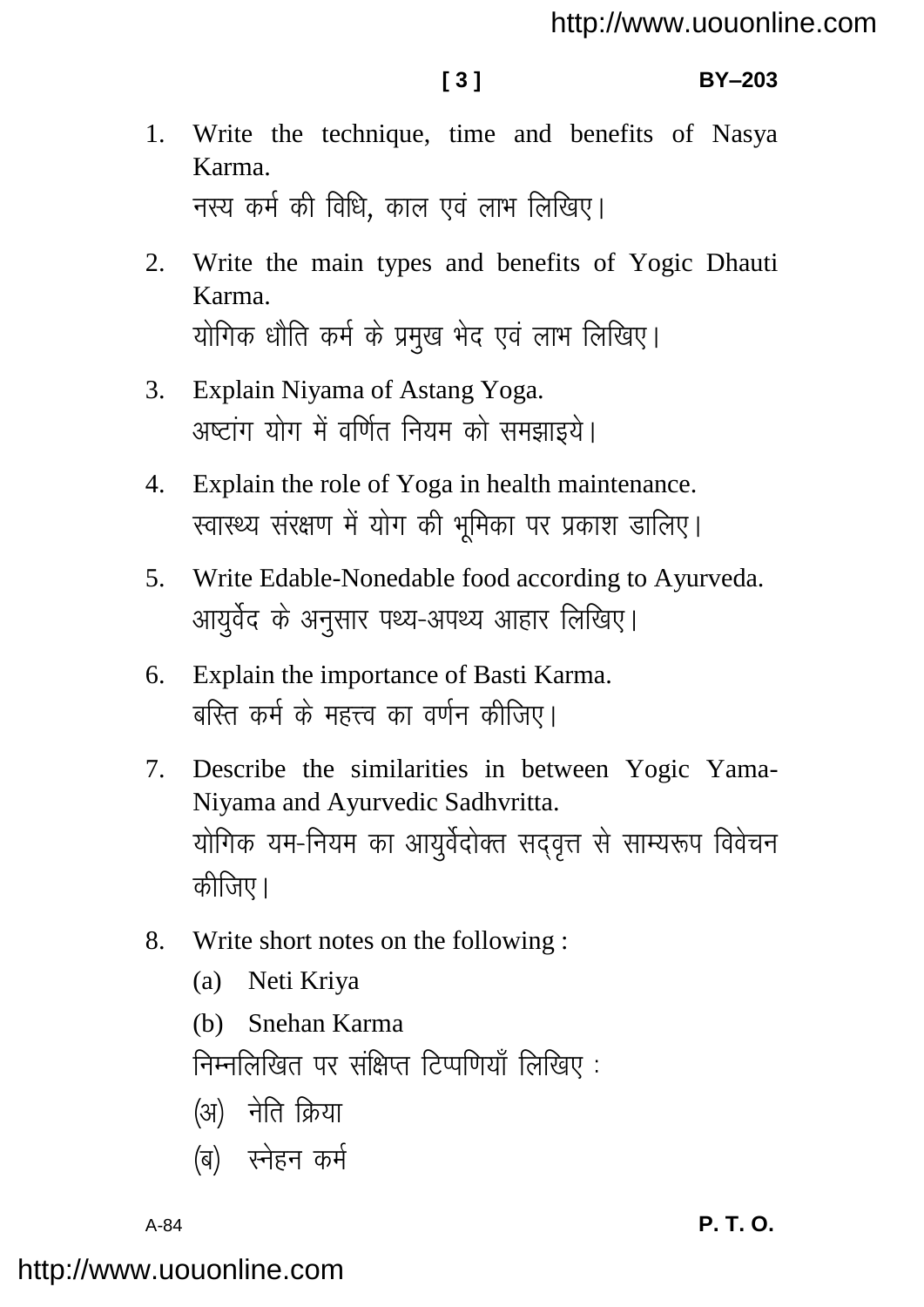1. Write the technique, time and benefits of Nasya Karma.

   नस्य कर्म की विधि, काल एवं लाभ लिखिए।

2. Write the main types and benefits of Yogic Dhauti Karma.

   योगिक धौति कर्म के प्रमुख भेद एवं लाभ लिखिए।

3. Explain Niyama of Astang Yoga.

   अष्टांग योग में वर्णित नियम को समझाइये।

4. Explain the role of Yoga in health maintenance.

   स्वास्थ्य संरक्षण में योग की भूमिका पर प्रकाश डालिए।

5. Write Edable-Nonedable food according to Ayurveda.

   आयुर्वेद के अनुसार पथ्य-अपथ्य आहार लिखिए।

6. Explain the importance of Basti Karma.

   बस्ति कर्म के महत्त्व का वर्णन कीजिए।

7. Describe the similarities in between Yogic Yama-Niyama and Ayurvedic Sadhvritta.

   योगिक यम-नियम का आयुर्वेदोक्त सद्वृत्त से साम्यरूप विवेचन कीजिए।

8. Write short notes on the following :

   (a) Neti Kriya

   (b) Snehan Karma

   निम्नलिखित पर संक्षिप्त टिप्पणियाँ लिखिए :

   (अ) नेति क्रिया

   (ब) स्नेहन कर्म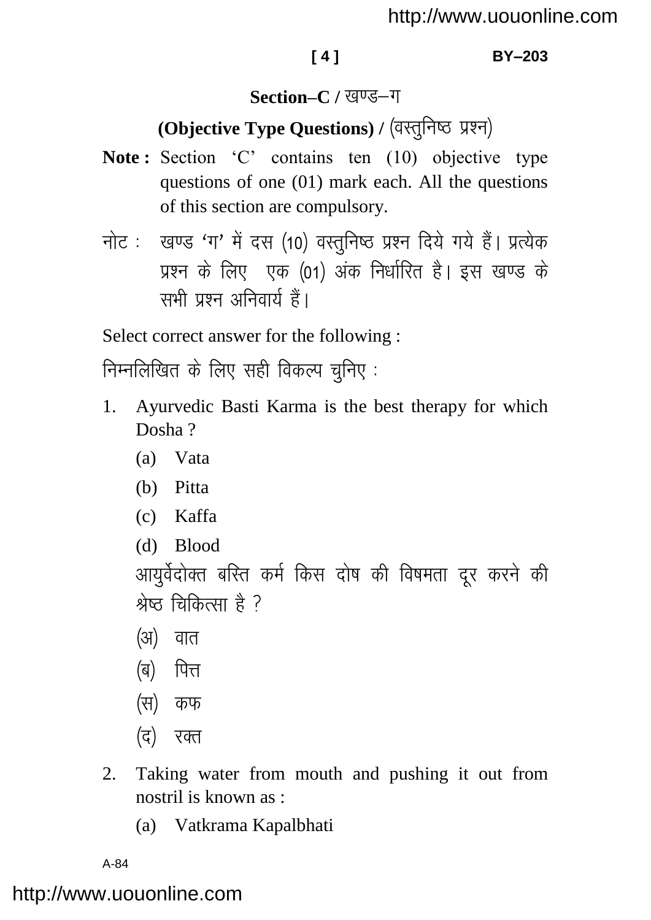## Section–C / खण्ड–ग

### (Objective Type Questions) / (वस्तुनिष्ठ प्रश्न)

**Note :** Section 'C' contains ten (10) objective type questions of one (01) mark each. All the questions of this section are compulsory.

नोट : खण्ड 'ग' में दस (10) वस्तुनिष्ठ प्रश्न दिये गये हैं। प्रत्येक प्रश्न के लिए एक (01) अंक निर्धारित है। इस खण्ड के सभी प्रश्न अनिवार्य हैं।

Select correct answer for the following :

निम्नलिखित के लिए सही विकल्प चुनिए :

1. Ayurvedic Basti Karma is the best therapy for which Dosha ?
   - (a) Vata
   - (b) Pitta
   - (c) Kaffa
   - (d) Blood

   आयुर्वेदोक्त बस्ति कर्म किस दोष की विषमता दूर करने की श्रेष्ठ चिकित्सा है ?
   - (अ) वात
   - (ब) पित्त
   - (स) कफ
   - (द) रक्त

2. Taking water from mouth and pushing it out from nostril is known as :
   - (a) Vatkrama Kapalbhati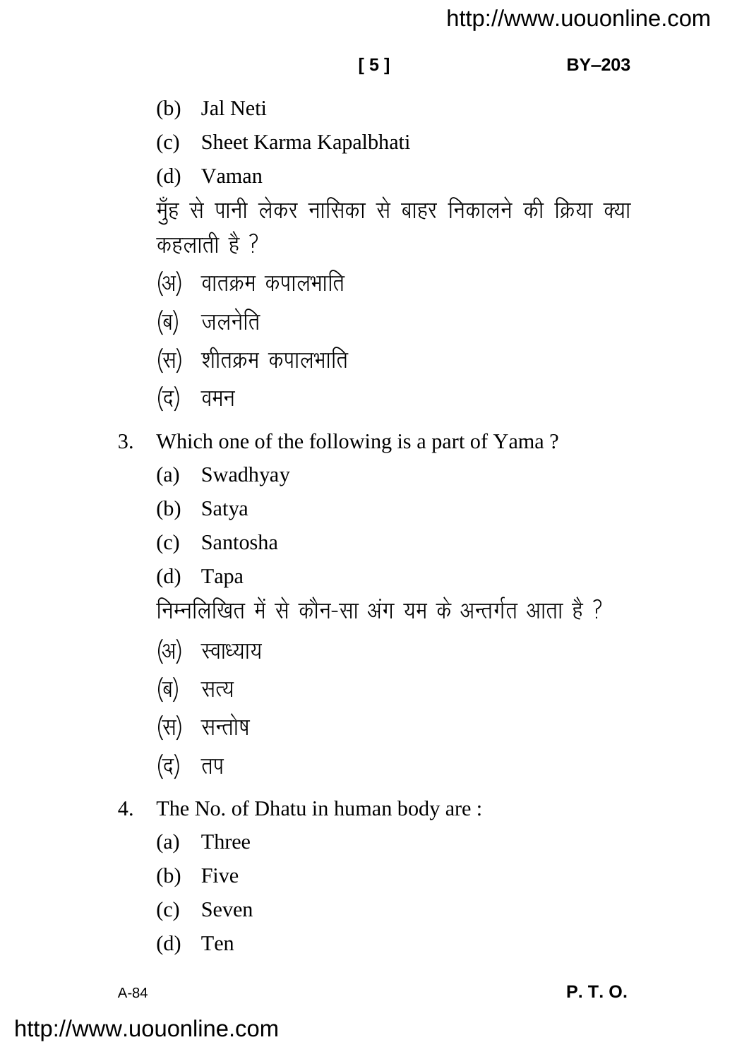(b) Jal Neti

(c) Sheet Karma Kapalbhati

(d) Vaman

मुँह से पानी लेकर नासिका से बाहर निकालने की क्रिया क्या कहलाती है ?

(अ) वातक्रम कपालभाति

(ब) जलनेति

(स) शीतक्रम कपालभाति

(द) वमन

3. Which one of the following is a part of Yama ?

(a) Swadhyay

(b) Satya

(c) Santosha

(d) Tapa

निम्नलिखित में से कौन-सा अंग यम के अन्तर्गत आता है ?

(अ) स्वाध्याय

(ब) सत्य

(स) सन्तोष

(द) तप

4. The No. of Dhatu in human body are :

(a) Three

(b) Five

(c) Seven

(d) Ten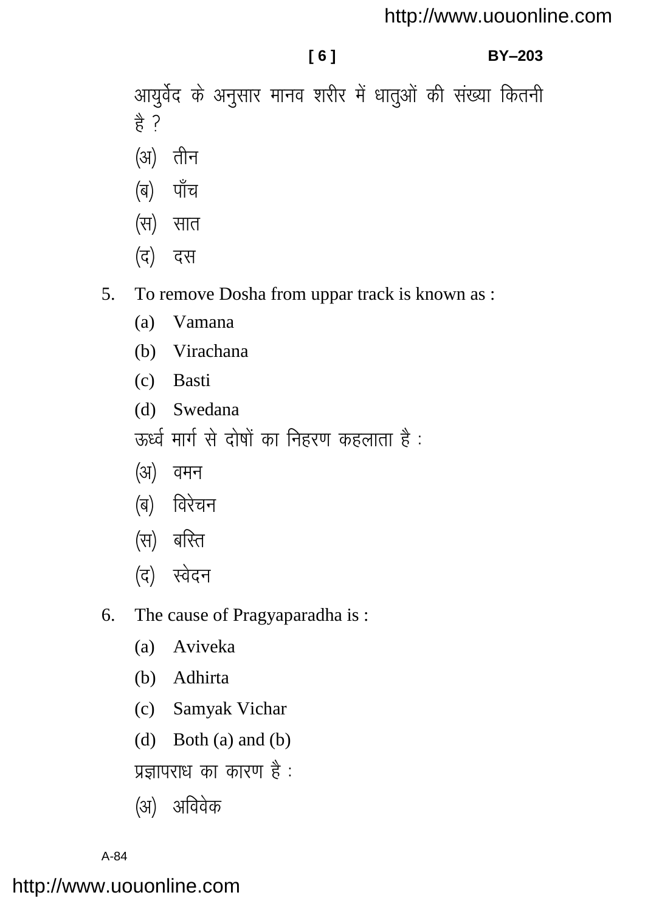आयुर्वेद के अनुसार मानव शरीर में धातुओं की संख्या कितनी है ?

(अ) तीन

(ब) पाँच

(स) सात

(द) दस

5. To remove Dosha from uppar track is known as :

(a) Vamana

(b) Virachana

(c) Basti

(d) Swedana

ऊर्ध्व मार्ग से दोषों का निहरण कहलाता है :

(अ) वमन

(ब) विरेचन

(स) बस्ति

(द) स्वेदन

6. The cause of Pragyaparadha is :

(a) Aviveka

(b) Adhirta

(c) Samyak Vichar

(d) Both (a) and (b)

प्रज्ञापराध का कारण है :

(अ) अविवेक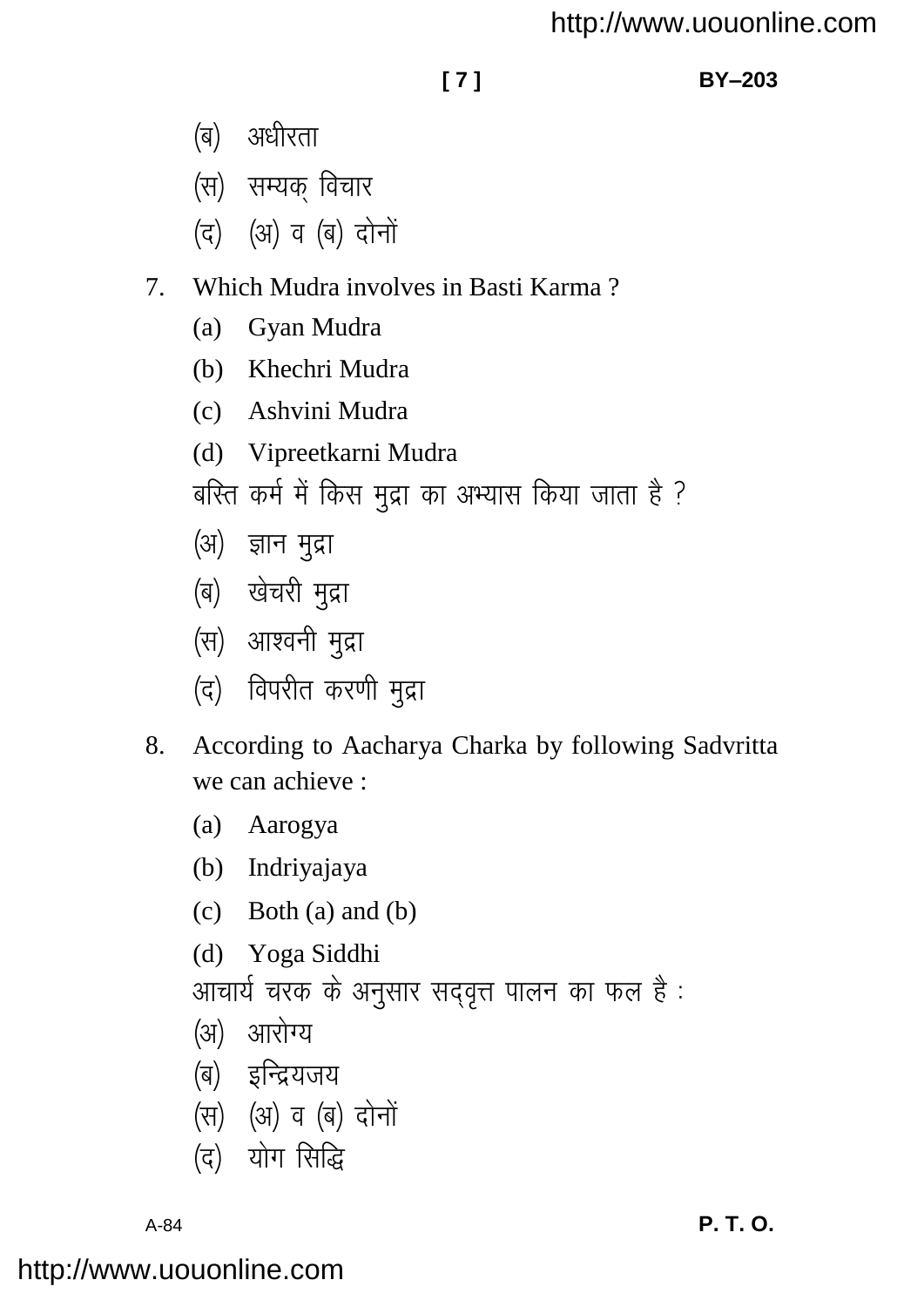(ब) अधीरता

(स) सम्यक् विचार

(द) (अ) व (ब) दोनों

7. Which Mudra involves in Basti Karma ?

   (a) Gyan Mudra

   (b) Khechri Mudra

   (c) Ashvini Mudra

   (d) Vipreetkarni Mudra

   बस्ति कर्म में किस मुद्रा का अभ्यास किया जाता है ?

   (अ) ज्ञान मुद्रा

   (ब) खेचरी मुद्रा

   (स) आश्वनी मुद्रा

   (द) विपरीत करणी मुद्रा

8. According to Aacharya Charka by following Sadvritta we can achieve :

   (a) Aarogya

   (b) Indriyajaya

   (c) Both (a) and (b)

   (d) Yoga Siddhi

   आचार्य चरक के अनुसार सद्वृत्त पालन का फल है :

   (अ) आरोग्य

   (ब) इन्द्रियजय

   (स) (अ) व (ब) दोनों

   (द) योग सिद्धि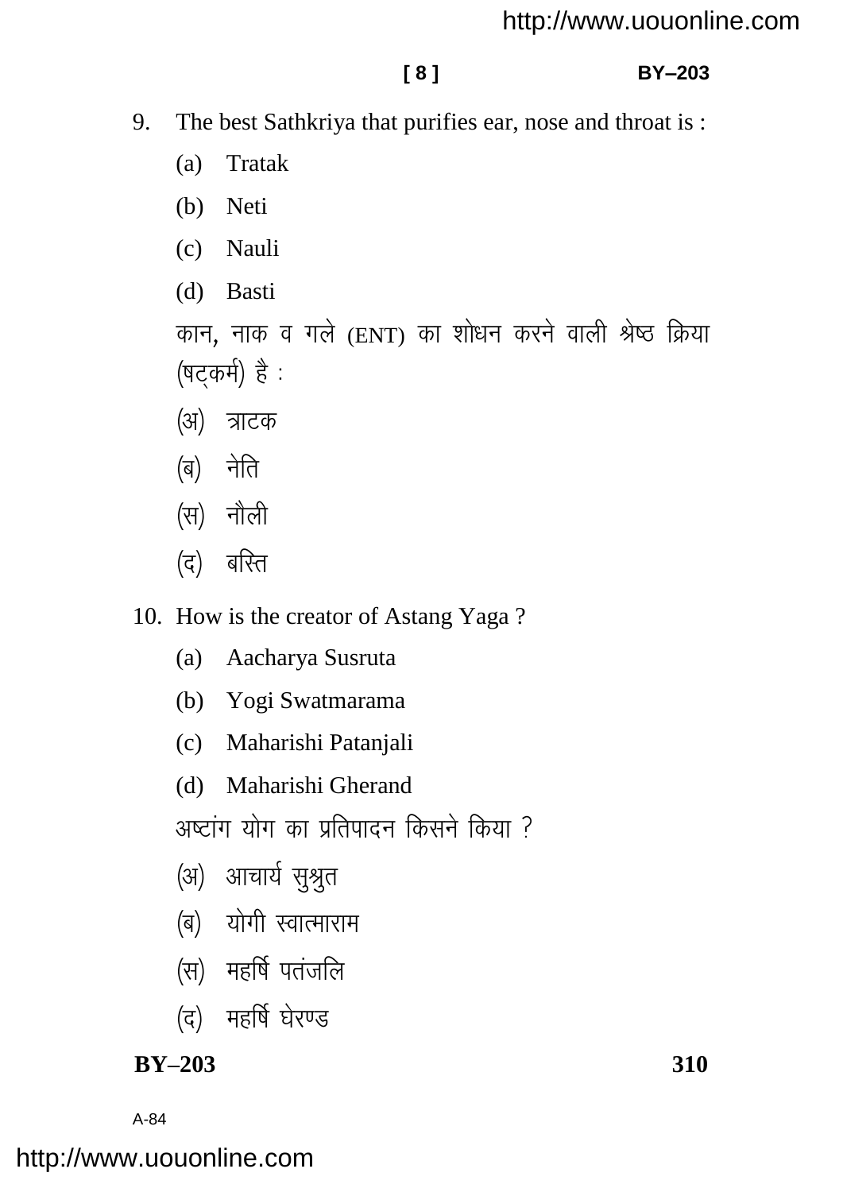9. The best Sathkriya that purifies ear, nose and throat is :

   (a) Tratak

   (b) Neti

   (c) Nauli

   (d) Basti

   कान, नाक व गले (ENT) का शोधन करने वाली श्रेष्ठ क्रिया (षट्कर्म) है :

   (अ) त्राटक

   (ब) नेति

   (स) नौली

   (द) बस्ति

10. How is the creator of Astang Yaga ?

    (a) Aacharya Susruta

    (b) Yogi Swatmarama

    (c) Maharishi Patanjali

    (d) Maharishi Gherand

    अष्टांग योग का प्रतिपादन किसने किया ?

    (अ) आचार्य सुश्रुत

    (ब) योगी स्वात्माराम

    (स) महर्षि पतंजलि

    (द) महर्षि घेरण्ड

BY–203 310

A-84